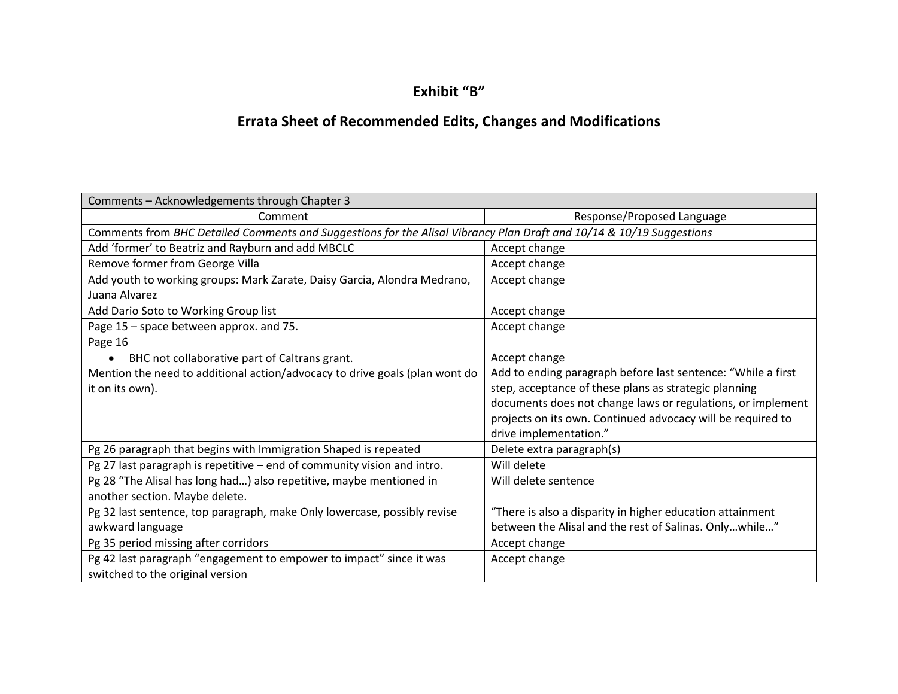# Exhibit "B"

## Errata Sheet of Recommended Edits, Changes and Modifications

| Comments – Acknowledgements through Chapter 3 | |
|---|---|
| Comment | Response/Proposed Language |
| Comments from *BHC Detailed Comments and Suggestions for the Alisal Vibrancy Plan Draft and 10/14 & 10/19 Suggestions* | |
| Add 'former' to Beatriz and Rayburn and add MBCLC | Accept change |
| Remove former from George Villa | Accept change |
| Add youth to working groups: Mark Zarate, Daisy Garcia, Alondra Medrano, Juana Alvarez | Accept change |
| Add Dario Soto to Working Group list | Accept change |
| Page 15 – space between approx. and 75. | Accept change |
| Page 16<br>• BHC not collaborative part of Caltrans grant.<br>Mention the need to additional action/advocacy to drive goals (plan wont do it on its own). | Accept change<br>Add to ending paragraph before last sentence: "While a first step, acceptance of these plans as strategic planning documents does not change laws or regulations, or implement projects on its own. Continued advocacy will be required to drive implementation." |
| Pg 26 paragraph that begins with Immigration Shaped is repeated | Delete extra paragraph(s) |
| Pg 27 last paragraph is repetitive – end of community vision and intro. | Will delete |
| Pg 28 "The Alisal has long had…) also repetitive, maybe mentioned in another section. Maybe delete. | Will delete sentence |
| Pg 32 last sentence, top paragraph, make Only lowercase, possibly revise awkward language | "There is also a disparity in higher education attainment between the Alisal and the rest of Salinas. Only…while…" |
| Pg 35 period missing after corridors | Accept change |
| Pg 42 last paragraph "engagement to empower to impact" since it was switched to the original version | Accept change |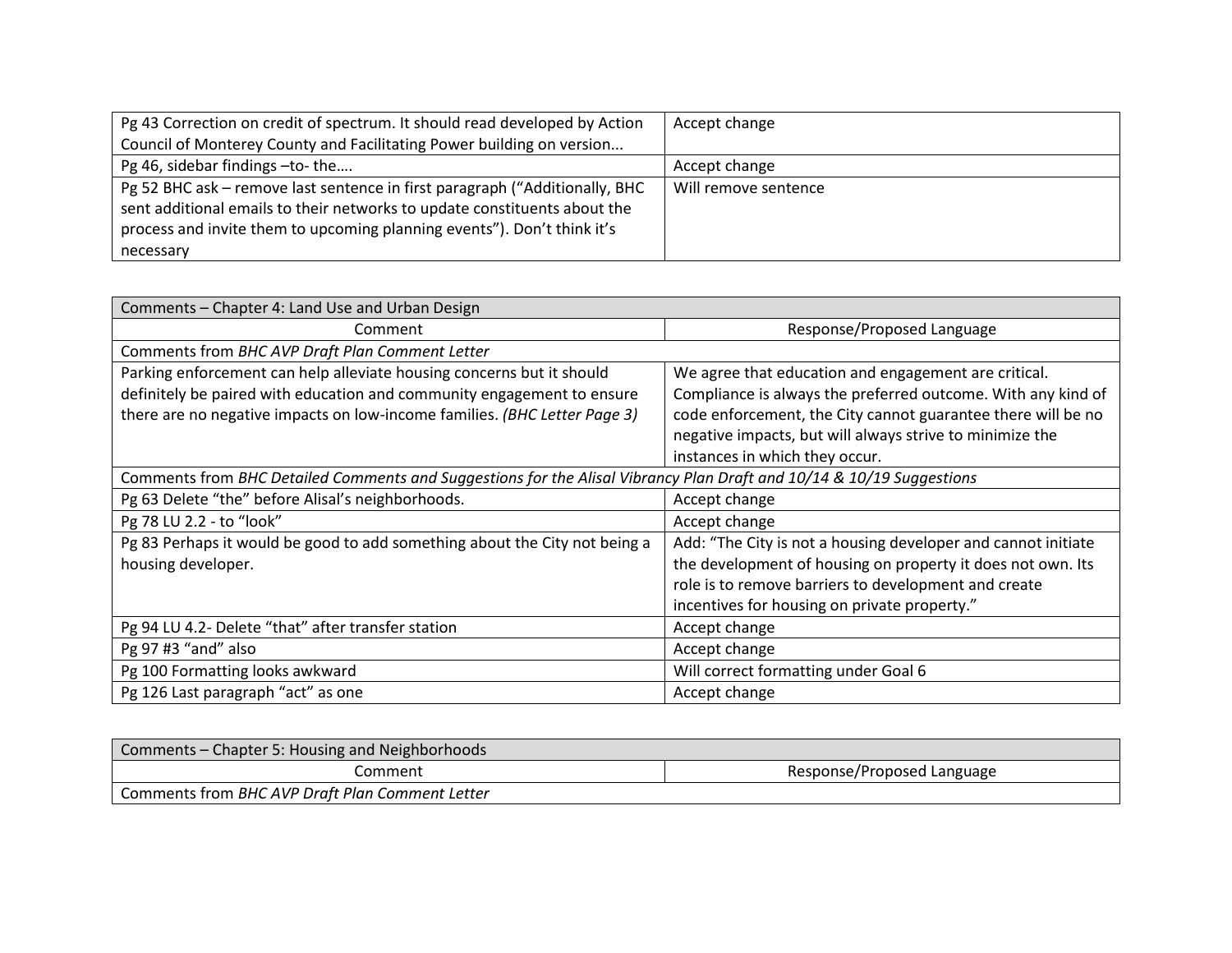| | |
|---|---|
| Pg 43 Correction on credit of spectrum. It should read developed by Action Council of Monterey County and Facilitating Power building on version... | Accept change |
| Pg 46, sidebar findings –to- the…. | Accept change |
| Pg 52 BHC ask – remove last sentence in first paragraph ("Additionally, BHC sent additional emails to their networks to update constituents about the process and invite them to upcoming planning events"). Don't think it's necessary | Will remove sentence |

| Comments – Chapter 4: Land Use and Urban Design | |
|---|---|
| Comment | Response/Proposed Language |
| Comments from *BHC AVP Draft Plan Comment Letter* | |
| Parking enforcement can help alleviate housing concerns but it should definitely be paired with education and community engagement to ensure there are no negative impacts on low-income families. *(BHC Letter Page 3)* | We agree that education and engagement are critical. Compliance is always the preferred outcome. With any kind of code enforcement, the City cannot guarantee there will be no negative impacts, but will always strive to minimize the instances in which they occur. |
| Comments from *BHC Detailed Comments and Suggestions for the Alisal Vibrancy Plan Draft and 10/14 & 10/19 Suggestions* | |
| Pg 63 Delete "the" before Alisal's neighborhoods. | Accept change |
| Pg 78 LU 2.2 - to "look" | Accept change |
| Pg 83 Perhaps it would be good to add something about the City not being a housing developer. | Add: "The City is not a housing developer and cannot initiate the development of housing on property it does not own. Its role is to remove barriers to development and create incentives for housing on private property." |
| Pg 94 LU 4.2- Delete "that" after transfer station | Accept change |
| Pg 97 #3 "and" also | Accept change |
| Pg 100 Formatting looks awkward | Will correct formatting under Goal 6 |
| Pg 126 Last paragraph "act" as one | Accept change |

| Comments – Chapter 5: Housing and Neighborhoods | |
|---|---|
| Comment | Response/Proposed Language |
| Comments from *BHC AVP Draft Plan Comment Letter* | |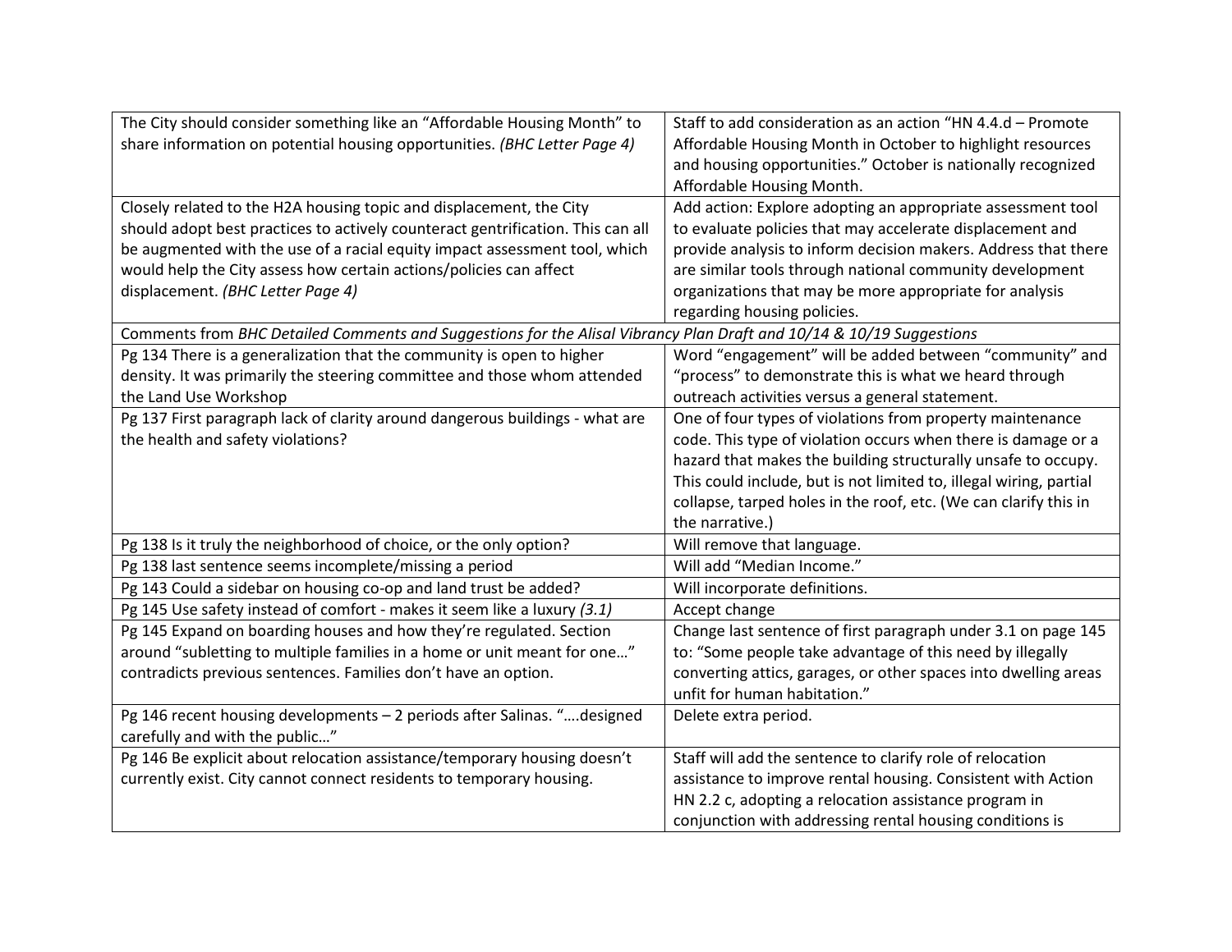| | |
|---|---|
| The City should consider something like an "Affordable Housing Month" to share information on potential housing opportunities. *(BHC Letter Page 4)* | Staff to add consideration as an action "HN 4.4.d – Promote Affordable Housing Month in October to highlight resources and housing opportunities." October is nationally recognized Affordable Housing Month. |
| Closely related to the H2A housing topic and displacement, the City should adopt best practices to actively counteract gentrification. This can all be augmented with the use of a racial equity impact assessment tool, which would help the City assess how certain actions/policies can affect displacement. *(BHC Letter Page 4)* | Add action: Explore adopting an appropriate assessment tool to evaluate policies that may accelerate displacement and provide analysis to inform decision makers. Address that there are similar tools through national community development organizations that may be more appropriate for analysis regarding housing policies. |
| Comments from *BHC Detailed Comments and Suggestions for the Alisal Vibrancy Plan Draft and 10/14 & 10/19 Suggestions* | |
| Pg 134 There is a generalization that the community is open to higher density. It was primarily the steering committee and those whom attended the Land Use Workshop | Word "engagement" will be added between "community" and "process" to demonstrate this is what we heard through outreach activities versus a general statement. |
| Pg 137 First paragraph lack of clarity around dangerous buildings - what are the health and safety violations? | One of four types of violations from property maintenance code. This type of violation occurs when there is damage or a hazard that makes the building structurally unsafe to occupy. This could include, but is not limited to, illegal wiring, partial collapse, tarped holes in the roof, etc. (We can clarify this in the narrative.) |
| Pg 138 Is it truly the neighborhood of choice, or the only option? | Will remove that language. |
| Pg 138 last sentence seems incomplete/missing a period | Will add "Median Income." |
| Pg 143 Could a sidebar on housing co-op and land trust be added? | Will incorporate definitions. |
| Pg 145 Use safety instead of comfort - makes it seem like a luxury *(3.1)* | Accept change |
| Pg 145 Expand on boarding houses and how they're regulated. Section around "subletting to multiple families in a home or unit meant for one…" contradicts previous sentences. Families don't have an option. | Change last sentence of first paragraph under 3.1 on page 145 to: "Some people take advantage of this need by illegally converting attics, garages, or other spaces into dwelling areas unfit for human habitation." |
| Pg 146 recent housing developments – 2 periods after Salinas. "….designed carefully and with the public…" | Delete extra period. |
| Pg 146 Be explicit about relocation assistance/temporary housing doesn't currently exist. City cannot connect residents to temporary housing. | Staff will add the sentence to clarify role of relocation assistance to improve rental housing. Consistent with Action HN 2.2 c, adopting a relocation assistance program in conjunction with addressing rental housing conditions is |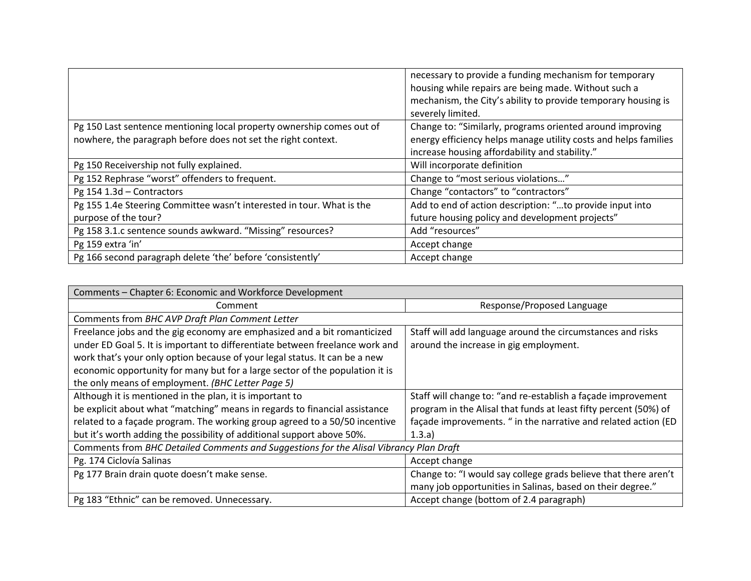| | |
|---|---|
| | necessary to provide a funding mechanism for temporary housing while repairs are being made. Without such a mechanism, the City's ability to provide temporary housing is severely limited. |
| Pg 150 Last sentence mentioning local property ownership comes out of nowhere, the paragraph before does not set the right context. | Change to: "Similarly, programs oriented around improving energy efficiency helps manage utility costs and helps families increase housing affordability and stability." |
| Pg 150 Receivership not fully explained. | Will incorporate definition |
| Pg 152 Rephrase "worst" offenders to frequent. | Change to "most serious violations…" |
| Pg 154 1.3d – Contractors | Change "contactors" to "contractors" |
| Pg 155 1.4e Steering Committee wasn't interested in tour. What is the purpose of the tour? | Add to end of action description: "…to provide input into future housing policy and development projects" |
| Pg 158 3.1.c sentence sounds awkward. "Missing" resources? | Add "resources" |
| Pg 159 extra 'in' | Accept change |
| Pg 166 second paragraph delete 'the' before 'consistently' | Accept change |

| Comments – Chapter 6: Economic and Workforce Development | |
|---|---|
| Comment | Response/Proposed Language |
| Comments from *BHC AVP Draft Plan Comment Letter* | |
| Freelance jobs and the gig economy are emphasized and a bit romanticized under ED Goal 5. It is important to differentiate between freelance work and work that's your only option because of your legal status. It can be a new economic opportunity for many but for a large sector of the population it is the only means of employment. *(BHC Letter Page 5)* | Staff will add language around the circumstances and risks around the increase in gig employment. |
| Although it is mentioned in the plan, it is important to be explicit about what "matching" means in regards to financial assistance related to a façade program. The working group agreed to a 50/50 incentive but it's worth adding the possibility of additional support above 50%. | Staff will change to: "and re-establish a façade improvement program in the Alisal that funds at least fifty percent (50%) of façade improvements. " in the narrative and related action (ED 1.3.a) |
| Comments from *BHC Detailed Comments and Suggestions for the Alisal Vibrancy Plan Draft* | |
| Pg. 174 Ciclovía Salinas | Accept change |
| Pg 177 Brain drain quote doesn't make sense. | Change to: "I would say college grads believe that there aren't many job opportunities in Salinas, based on their degree." |
| Pg 183 "Ethnic" can be removed. Unnecessary. | Accept change (bottom of 2.4 paragraph) |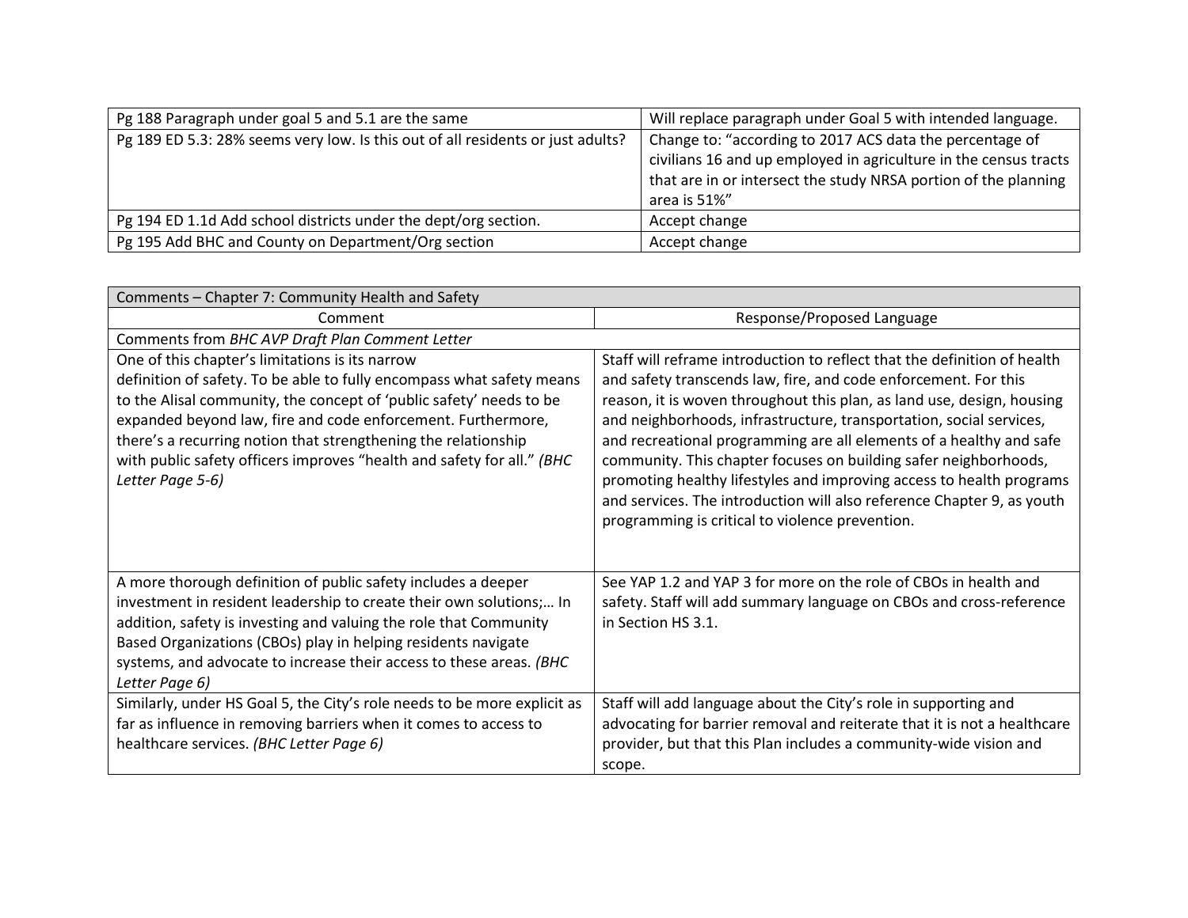| | |
|---|---|
| Pg 188 Paragraph under goal 5 and 5.1 are the same | Will replace paragraph under Goal 5 with intended language. |
| Pg 189 ED 5.3: 28% seems very low. Is this out of all residents or just adults? | Change to: "according to 2017 ACS data the percentage of civilians 16 and up employed in agriculture in the census tracts that are in or intersect the study NRSA portion of the planning area is 51%" |
| Pg 194 ED 1.1d Add school districts under the dept/org section. | Accept change |
| Pg 195 Add BHC and County on Department/Org section | Accept change |

| Comments – Chapter 7: Community Health and Safety | |
|---|---|
| Comment | Response/Proposed Language |
| Comments from *BHC AVP Draft Plan Comment Letter* | |
| One of this chapter's limitations is its narrow definition of safety. To be able to fully encompass what safety means to the Alisal community, the concept of 'public safety' needs to be expanded beyond law, fire and code enforcement. Furthermore, there's a recurring notion that strengthening the relationship with public safety officers improves "health and safety for all." *(BHC Letter Page 5-6)* | Staff will reframe introduction to reflect that the definition of health and safety transcends law, fire, and code enforcement. For this reason, it is woven throughout this plan, as land use, design, housing and neighborhoods, infrastructure, transportation, social services, and recreational programming are all elements of a healthy and safe community. This chapter focuses on building safer neighborhoods, promoting healthy lifestyles and improving access to health programs and services. The introduction will also reference Chapter 9, as youth programming is critical to violence prevention. |
| A more thorough definition of public safety includes a deeper investment in resident leadership to create their own solutions;… In addition, safety is investing and valuing the role that Community Based Organizations (CBOs) play in helping residents navigate systems, and advocate to increase their access to these areas. *(BHC Letter Page 6)* | See YAP 1.2 and YAP 3 for more on the role of CBOs in health and safety. Staff will add summary language on CBOs and cross-reference in Section HS 3.1. |
| Similarly, under HS Goal 5, the City's role needs to be more explicit as far as influence in removing barriers when it comes to access to healthcare services. *(BHC Letter Page 6)* | Staff will add language about the City's role in supporting and advocating for barrier removal and reiterate that it is not a healthcare provider, but that this Plan includes a community-wide vision and scope. |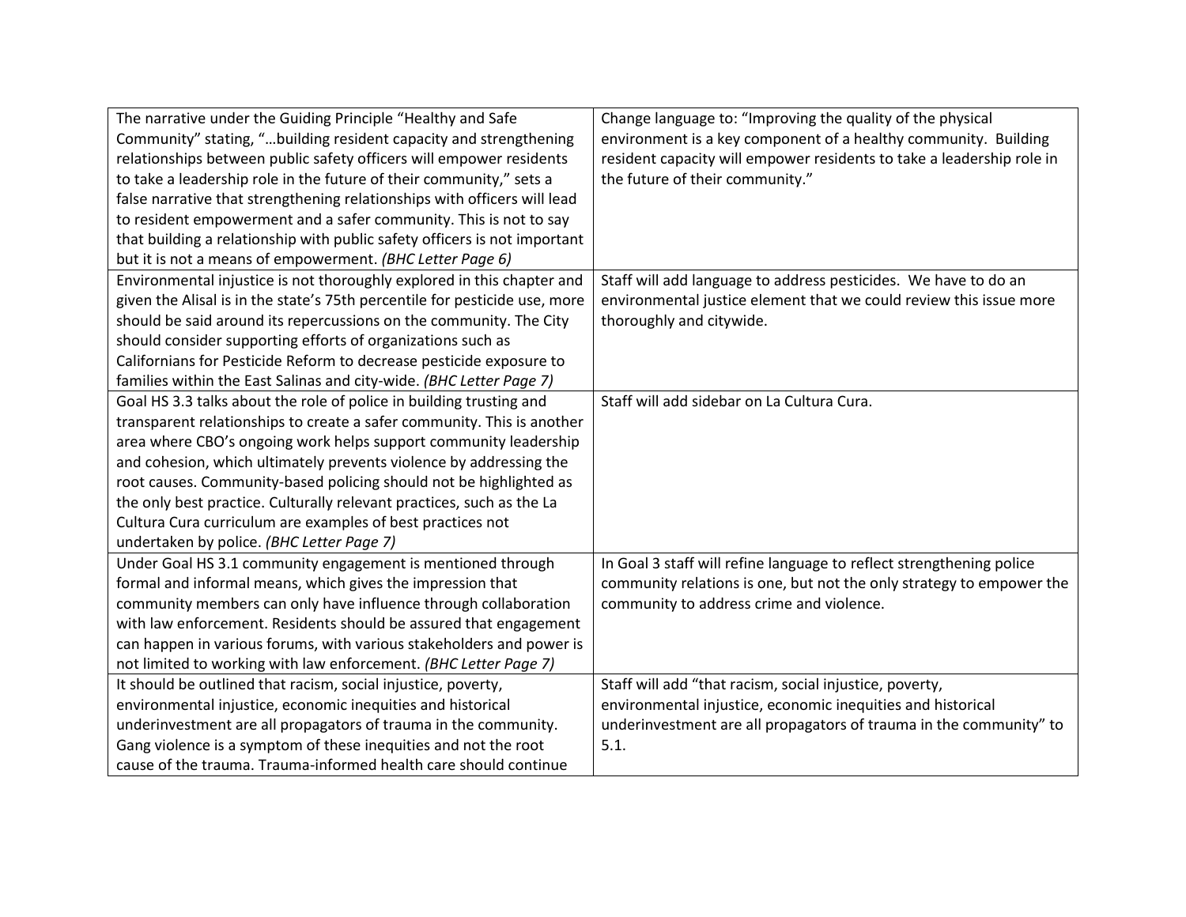| | |
|---|---|
| The narrative under the Guiding Principle "Healthy and Safe Community" stating, "…building resident capacity and strengthening relationships between public safety officers will empower residents to take a leadership role in the future of their community," sets a false narrative that strengthening relationships with officers will lead to resident empowerment and a safer community. This is not to say that building a relationship with public safety officers is not important but it is not a means of empowerment. *(BHC Letter Page 6)* | Change language to: "Improving the quality of the physical environment is a key component of a healthy community. Building resident capacity will empower residents to take a leadership role in the future of their community." |
| Environmental injustice is not thoroughly explored in this chapter and given the Alisal is in the state's 75th percentile for pesticide use, more should be said around its repercussions on the community. The City should consider supporting efforts of organizations such as Californians for Pesticide Reform to decrease pesticide exposure to families within the East Salinas and city-wide. *(BHC Letter Page 7)* | Staff will add language to address pesticides. We have to do an environmental justice element that we could review this issue more thoroughly and citywide. |
| Goal HS 3.3 talks about the role of police in building trusting and transparent relationships to create a safer community. This is another area where CBO's ongoing work helps support community leadership and cohesion, which ultimately prevents violence by addressing the root causes. Community-based policing should not be highlighted as the only best practice. Culturally relevant practices, such as the La Cultura Cura curriculum are examples of best practices not undertaken by police. *(BHC Letter Page 7)* | Staff will add sidebar on La Cultura Cura. |
| Under Goal HS 3.1 community engagement is mentioned through formal and informal means, which gives the impression that community members can only have influence through collaboration with law enforcement. Residents should be assured that engagement can happen in various forums, with various stakeholders and power is not limited to working with law enforcement. *(BHC Letter Page 7)* | In Goal 3 staff will refine language to reflect strengthening police community relations is one, but not the only strategy to empower the community to address crime and violence. |
| It should be outlined that racism, social injustice, poverty, environmental injustice, economic inequities and historical underinvestment are all propagators of trauma in the community. Gang violence is a symptom of these inequities and not the root cause of the trauma. Trauma-informed health care should continue | Staff will add "that racism, social injustice, poverty, environmental injustice, economic inequities and historical underinvestment are all propagators of trauma in the community" to 5.1. |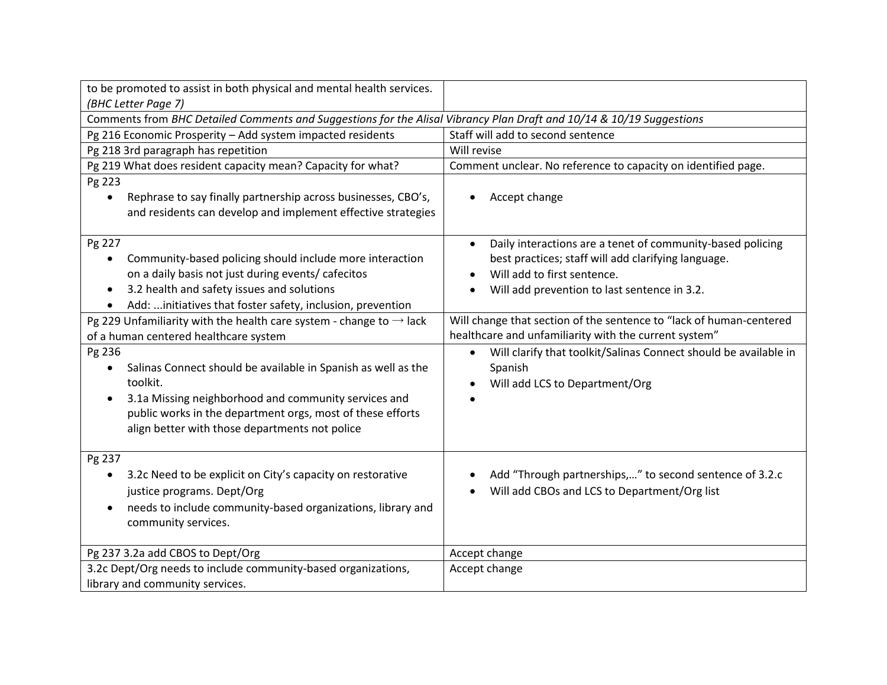| | |
|---|---|
| to be promoted to assist in both physical and mental health services. *(BHC Letter Page 7)* | |
| Comments from *BHC Detailed Comments and Suggestions for the Alisal Vibrancy Plan Draft and 10/14 & 10/19 Suggestions* | |
| Pg 216 Economic Prosperity – Add system impacted residents | Staff will add to second sentence |
| Pg 218 3rd paragraph has repetition | Will revise |
| Pg 219 What does resident capacity mean? Capacity for what? | Comment unclear. No reference to capacity on identified page. |
| Pg 223<br>• Rephrase to say finally partnership across businesses, CBO's, and residents can develop and implement effective strategies | • Accept change |
| Pg 227<br>• Community-based policing should include more interaction on a daily basis not just during events/ cafecitos<br>• 3.2 health and safety issues and solutions<br>• Add: ...initiatives that foster safety, inclusion, prevention | • Daily interactions are a tenet of community-based policing best practices; staff will add clarifying language.<br>• Will add to first sentence.<br>• Will add prevention to last sentence in 3.2. |
| Pg 229 Unfamiliarity with the health care system - change to → lack of a human centered healthcare system | Will change that section of the sentence to "lack of human-centered healthcare and unfamiliarity with the current system" |
| Pg 236<br>• Salinas Connect should be available in Spanish as well as the toolkit.<br>• 3.1a Missing neighborhood and community services and public works in the department orgs, most of these efforts align better with those departments not police | • Will clarify that toolkit/Salinas Connect should be available in Spanish<br>• Will add LCS to Department/Org<br>• |
| Pg 237<br>• 3.2c Need to be explicit on City's capacity on restorative justice programs. Dept/Org<br>• needs to include community-based organizations, library and community services. | • Add "Through partnerships,..." to second sentence of 3.2.c<br>• Will add CBOs and LCS to Department/Org list |
| Pg 237 3.2a add CBOS to Dept/Org | Accept change |
| 3.2c Dept/Org needs to include community-based organizations, library and community services. | Accept change |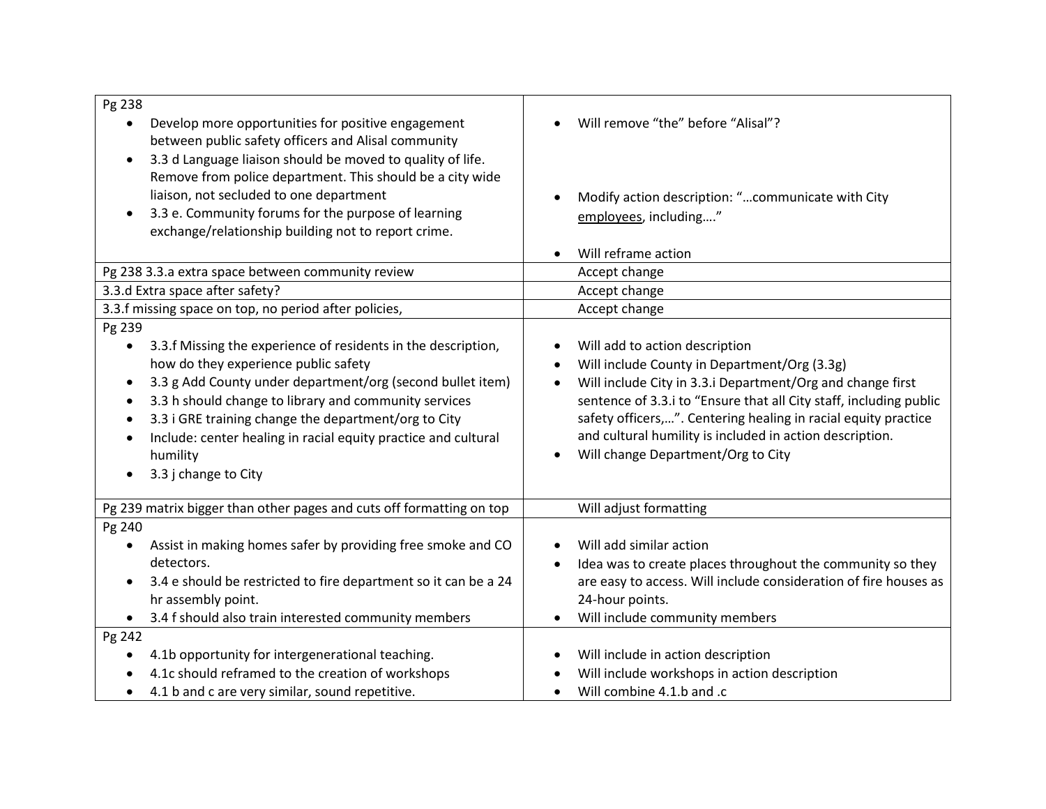| | |
|---|---|
| Pg 238<br>• Develop more opportunities for positive engagement between public safety officers and Alisal community<br>• 3.3 d Language liaison should be moved to quality of life. Remove from police department. This should be a city wide liaison, not secluded to one department<br>• 3.3 e. Community forums for the purpose of learning exchange/relationship building not to report crime. | • Will remove "the" before "Alisal"?<br>• Modify action description: "…communicate with City employees, including…."<br>• Will reframe action |
| Pg 238 3.3.a extra space between community review | Accept change |
| 3.3.d Extra space after safety? | Accept change |
| 3.3.f missing space on top, no period after policies, | Accept change |
| Pg 239<br>• 3.3.f Missing the experience of residents in the description, how do they experience public safety<br>• 3.3 g Add County under department/org (second bullet item)<br>• 3.3 h should change to library and community services<br>• 3.3 i GRE training change the department/org to City<br>• Include: center healing in racial equity practice and cultural humility<br>• 3.3 j change to City | • Will add to action description<br>• Will include County in Department/Org (3.3g)<br>• Will include City in 3.3.i Department/Org and change first sentence of 3.3.i to "Ensure that all City staff, including public safety officers,…". Centering healing in racial equity practice and cultural humility is included in action description.<br>• Will change Department/Org to City |
| Pg 239 matrix bigger than other pages and cuts off formatting on top | Will adjust formatting |
| Pg 240<br>• Assist in making homes safer by providing free smoke and CO detectors.<br>• 3.4 e should be restricted to fire department so it can be a 24 hr assembly point.<br>• 3.4 f should also train interested community members | • Will add similar action<br>• Idea was to create places throughout the community so they are easy to access. Will include consideration of fire houses as 24-hour points.<br>• Will include community members |
| Pg 242<br>• 4.1b opportunity for intergenerational teaching.<br>• 4.1c should reframed to the creation of workshops<br>• 4.1 b and c are very similar, sound repetitive. | • Will include in action description<br>• Will include workshops in action description<br>• Will combine 4.1.b and .c |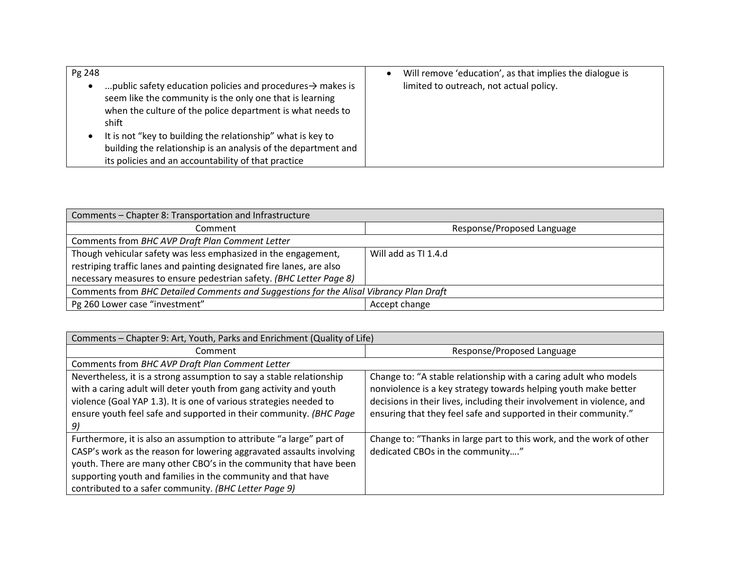| Pg 248 • ...public safety education policies and procedures→ makes is seem like the community is the only one that is learning when the culture of the police department is what needs to shift • It is not "key to building the relationship" what is key to building the relationship is an analysis of the department and its policies and an accountability of that practice | • Will remove 'education', as that implies the dialogue is limited to outreach, not actual policy. |
|---|---|

| Comments – Chapter 8: Transportation and Infrastructure | |
|---|---|
| Comment | Response/Proposed Language |
| Comments from *BHC AVP Draft Plan Comment Letter* | |
| Though vehicular safety was less emphasized in the engagement, restriping traffic lanes and painting designated fire lanes, are also necessary measures to ensure pedestrian safety. *(BHC Letter Page 8)* | Will add as TI 1.4.d |
| Comments from *BHC Detailed Comments and Suggestions for the Alisal Vibrancy Plan Draft* | |
| Pg 260 Lower case "investment" | Accept change |

| Comments – Chapter 9: Art, Youth, Parks and Enrichment (Quality of Life) | |
|---|---|
| Comment | Response/Proposed Language |
| Comments from *BHC AVP Draft Plan Comment Letter* | |
| Nevertheless, it is a strong assumption to say a stable relationship with a caring adult will deter youth from gang activity and youth violence (Goal YAP 1.3). It is one of various strategies needed to ensure youth feel safe and supported in their community. *(BHC Page 9)* | Change to: "A stable relationship with a caring adult who models nonviolence is a key strategy towards helping youth make better decisions in their lives, including their involvement in violence, and ensuring that they feel safe and supported in their community." |
| Furthermore, it is also an assumption to attribute "a large" part of CASP's work as the reason for lowering aggravated assaults involving youth. There are many other CBO's in the community that have been supporting youth and families in the community and that have contributed to a safer community. *(BHC Letter Page 9)* | Change to: "Thanks in large part to this work, and the work of other dedicated CBOs in the community…." |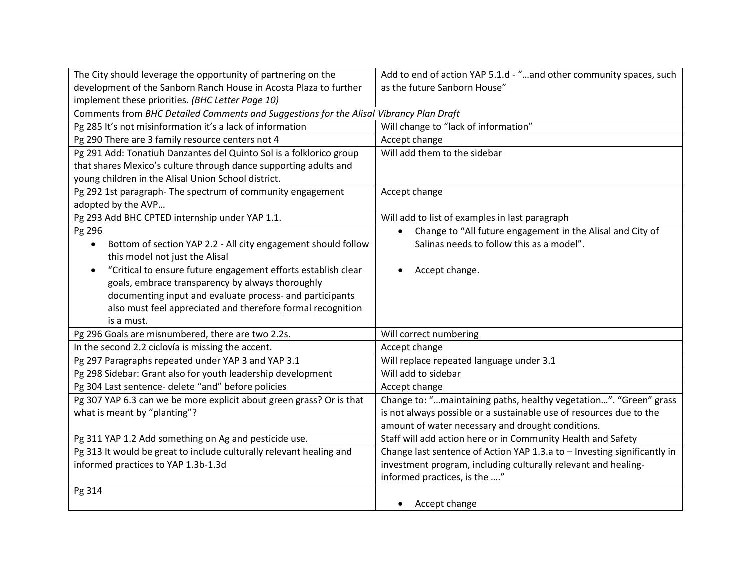| | |
|---|---|
| The City should leverage the opportunity of partnering on the development of the Sanborn Ranch House in Acosta Plaza to further implement these priorities. *(BHC Letter Page 10)* | Add to end of action YAP 5.1.d - "…and other community spaces, such as the future Sanborn House" |
| Comments from *BHC Detailed Comments and Suggestions for the Alisal Vibrancy Plan Draft* | |
| Pg 285 It's not misinformation it's a lack of information | Will change to "lack of information" |
| Pg 290 There are 3 family resource centers not 4 | Accept change |
| Pg 291 Add: Tonatiuh Danzantes del Quinto Sol is a folklorico group that shares Mexico's culture through dance supporting adults and young children in the Alisal Union School district. | Will add them to the sidebar |
| Pg 292 1st paragraph- The spectrum of community engagement adopted by the AVP… | Accept change |
| Pg 293 Add BHC CPTED internship under YAP 1.1. | Will add to list of examples in last paragraph |
| Pg 296<br>• Bottom of section YAP 2.2 - All city engagement should follow this model not just the Alisal<br>• "Critical to ensure future engagement efforts establish clear goals, embrace transparency by always thoroughly documenting input and evaluate process- and participants also must feel appreciated and therefore <u>formal</u> recognition is a must. | • Change to "All future engagement in the Alisal and City of Salinas needs to follow this as a model".<br>• Accept change. |
| Pg 296 Goals are misnumbered, there are two 2.2s. | Will correct numbering |
| In the second 2.2 ciclovía is missing the accent. | Accept change |
| Pg 297 Paragraphs repeated under YAP 3 and YAP 3.1 | Will replace repeated language under 3.1 |
| Pg 298 Sidebar: Grant also for youth leadership development | Will add to sidebar |
| Pg 304 Last sentence- delete "and" before policies | Accept change |
| Pg 307 YAP 6.3 can we be more explicit about green grass? Or is that what is meant by "planting"? | Change to: "…maintaining paths, healthy vegetation…". "Green" grass is not always possible or a sustainable use of resources due to the amount of water necessary and drought conditions. |
| Pg 311 YAP 1.2 Add something on Ag and pesticide use. | Staff will add action here or in Community Health and Safety |
| Pg 313 It would be great to include culturally relevant healing and informed practices to YAP 1.3b-1.3d | Change last sentence of Action YAP 1.3.a to – Investing significantly in investment program, including culturally relevant and healing-informed practices, is the …." |
| Pg 314 | • Accept change |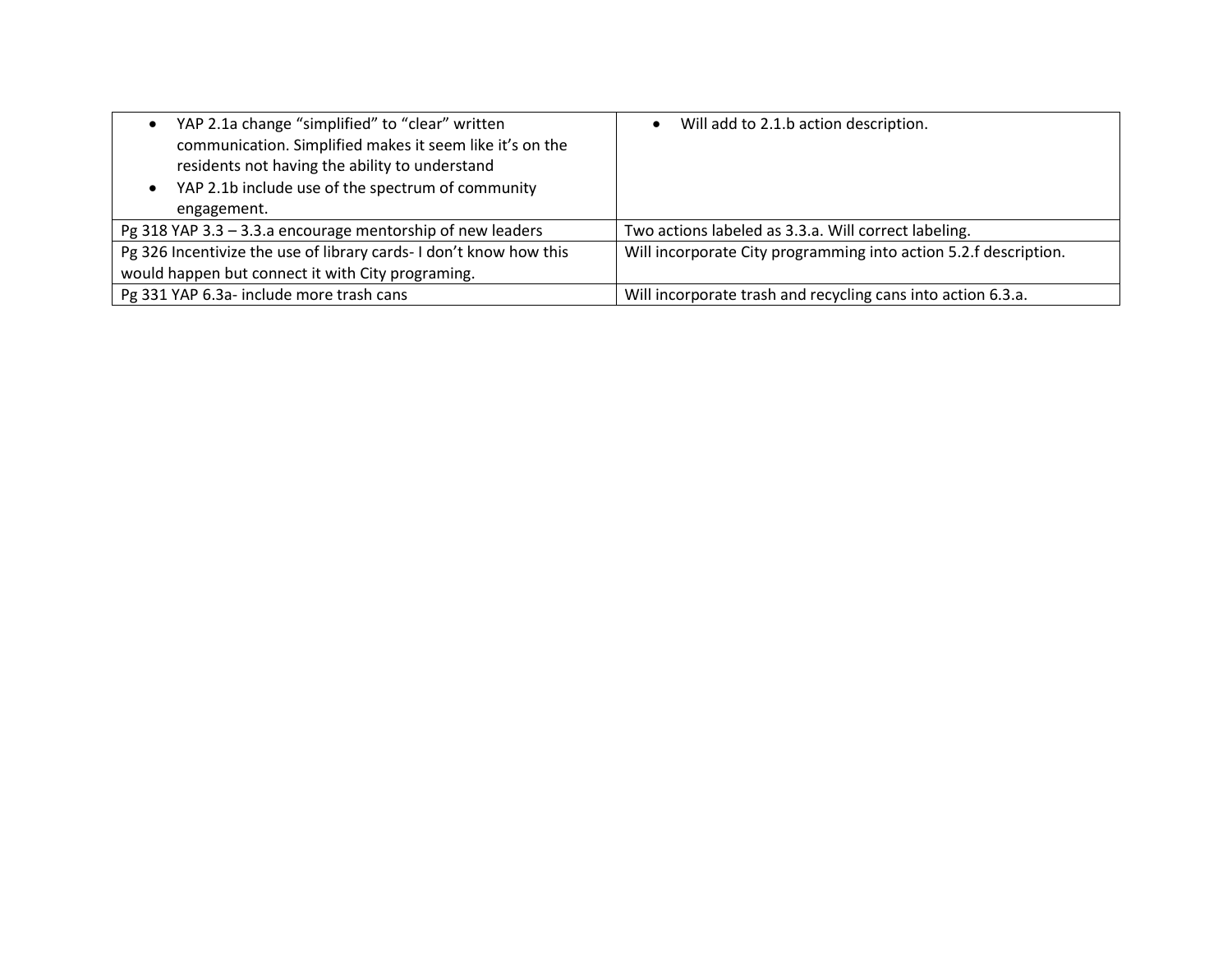| | |
|---|---|
| • YAP 2.1a change “simplified” to “clear” written communication. Simplified makes it seem like it’s on the residents not having the ability to understand<br>• YAP 2.1b include use of the spectrum of community engagement. | • Will add to 2.1.b action description. |
| Pg 318 YAP 3.3 – 3.3.a encourage mentorship of new leaders | Two actions labeled as 3.3.a. Will correct labeling. |
| Pg 326 Incentivize the use of library cards- I don’t know how this would happen but connect it with City programing. | Will incorporate City programming into action 5.2.f description. |
| Pg 331 YAP 6.3a- include more trash cans | Will incorporate trash and recycling cans into action 6.3.a. |